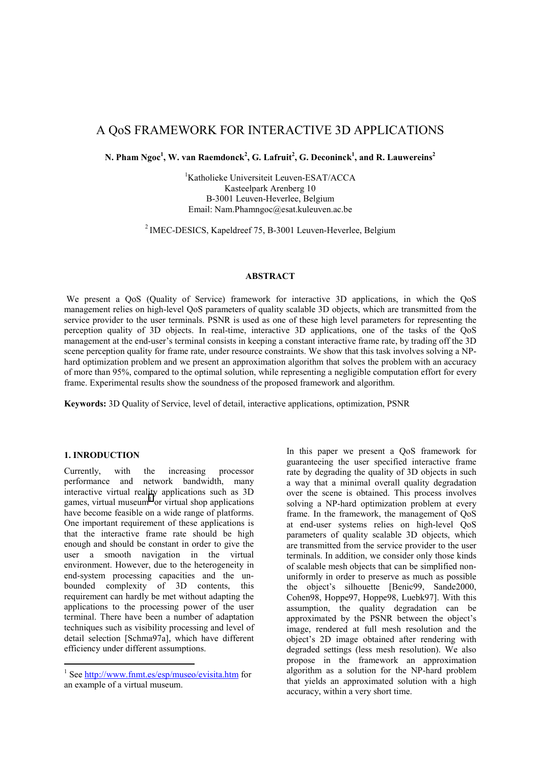# A QoS FRAMEWORK FOR INTERACTIVE 3D APPLICATIONS

**N. Pham Ngoc[1], W. van Raemdonck[2], G. Lafruit[2], G. Deconinck[1], and R. Lauwereins[2]**

[1]Katholieke Universiteit Leuven-ESAT/ACCA
Kasteelpark Arenberg 10
B-3001 Leuven-Heverlee, Belgium
Email: Nam.Phamngoc@esat.kuleuven.ac.be

[2] IMEC-DESICS, Kapeldreef 75, B-3001 Leuven-Heverlee, Belgium

**ABSTRACT**

We present a QoS (Quality of Service) framework for interactive 3D applications, in which the QoS management relies on high-level QoS parameters of quality scalable 3D objects, which are transmitted from the service provider to the user terminals. PSNR is used as one of these high level parameters for representing the perception quality of 3D objects. In real-time, interactive 3D applications, one of the tasks of the QoS management at the end-user's terminal consists in keeping a constant interactive frame rate, by trading off the 3D scene perception quality for frame rate, under resource constraints. We show that this task involves solving a NP-hard optimization problem and we present an approximation algorithm that solves the problem with an accuracy of more than 95%, compared to the optimal solution, while representing a negligible computation effort for every frame. Experimental results show the soundness of the proposed framework and algorithm.

**Keywords:** 3D Quality of Service, level of detail, interactive applications, optimization, PSNR

## 1. INRODUCTION

Currently, with the increasing processor performance and network bandwidth, many interactive virtual reality applications such as 3D games, virtual museum[1] or virtual shop applications have become feasible on a wide range of platforms. One important requirement of these applications is that the interactive frame rate should be high enough and should be constant in order to give the user a smooth navigation in the virtual environment. However, due to the heterogeneity in end-system processing capacities and the unbounded complexity of 3D contents, this requirement can hardly be met without adapting the applications to the processing power of the user terminal. There have been a number of adaptation techniques such as visibility processing and level of detail selection [Schma97a], which have different efficiency under different assumptions.

In this paper we present a QoS framework for guaranteeing the user specified interactive frame rate by degrading the quality of 3D objects in such a way that a minimal overall quality degradation over the scene is obtained. This process involves solving a NP-hard optimization problem at every frame. In the framework, the management of QoS at end-user systems relies on high-level QoS parameters of quality scalable 3D objects, which are transmitted from the service provider to the user terminals. In addition, we consider only those kinds of scalable mesh objects that can be simplified non-uniformly in order to preserve as much as possible the object's silhouette [Benic99, Sande2000, Cohen98, Hoppe97, Hoppe98, Luebk97]. With this assumption, the quality degradation can be approximated by the PSNR between the object's image, rendered at full mesh resolution and the object's 2D image obtained after rendering with degraded settings (less mesh resolution). We also propose in the framework an approximation algorithm as a solution for the NP-hard problem that yields an approximated solution with a high accuracy, within a very short time.

[1] See http://www.fnmt.es/esp/museo/evisita.htm for an example of a virtual museum.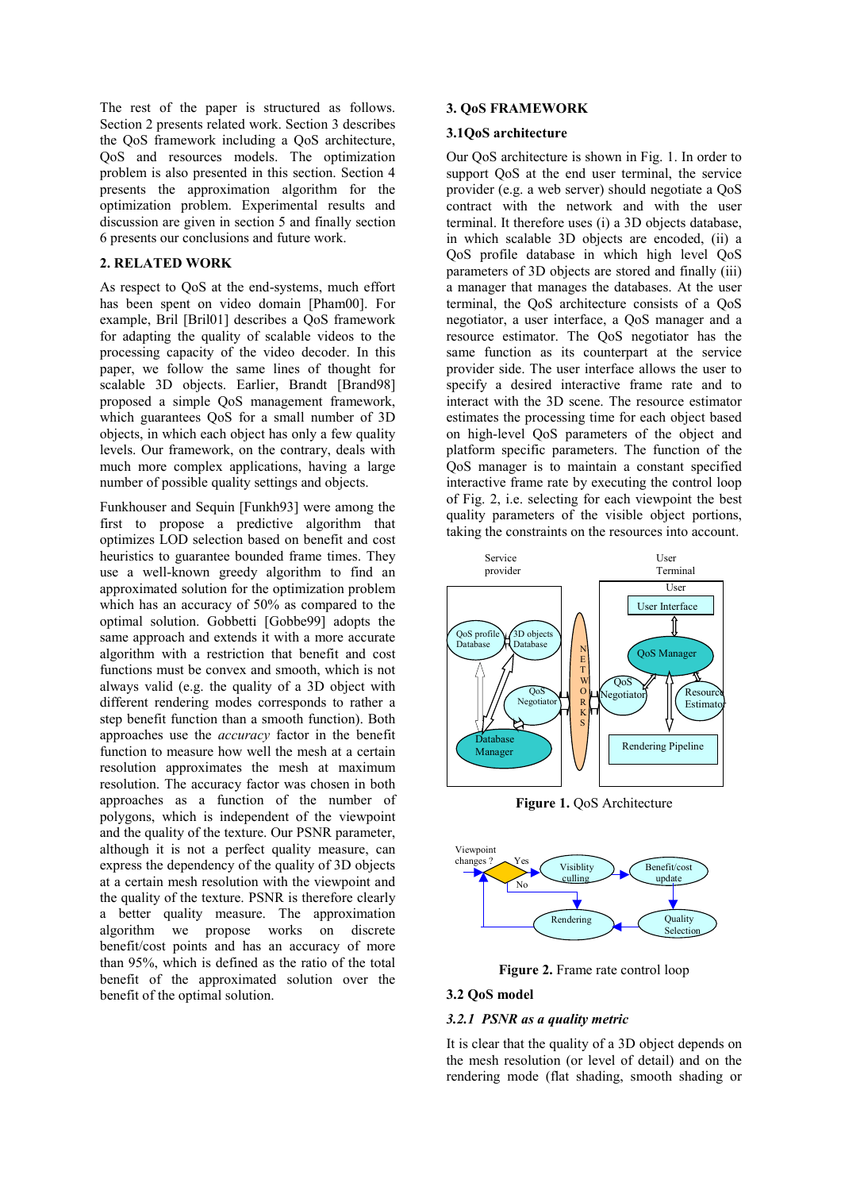The rest of the paper is structured as follows. Section 2 presents related work. Section 3 describes the QoS framework including a QoS architecture, QoS and resources models. The optimization problem is also presented in this section. Section 4 presents the approximation algorithm for the optimization problem. Experimental results and discussion are given in section 5 and finally section 6 presents our conclusions and future work.

## 2. RELATED WORK

As respect to QoS at the end-systems, much effort has been spent on video domain [Pham00]. For example, Bril [Bril01] describes a QoS framework for adapting the quality of scalable videos to the processing capacity of the video decoder. In this paper, we follow the same lines of thought for scalable 3D objects. Earlier, Brandt [Brand98] proposed a simple QoS management framework, which guarantees QoS for a small number of 3D objects, in which each object has only a few quality levels. Our framework, on the contrary, deals with much more complex applications, having a large number of possible quality settings and objects.

Funkhouser and Sequin [Funkh93] were among the first to propose a predictive algorithm that optimizes LOD selection based on benefit and cost heuristics to guarantee bounded frame times. They use a well-known greedy algorithm to find an approximated solution for the optimization problem which has an accuracy of 50% as compared to the optimal solution. Gobbetti [Gobbe99] adopts the same approach and extends it with a more accurate algorithm with a restriction that benefit and cost functions must be convex and smooth, which is not always valid (e.g. the quality of a 3D object with different rendering modes corresponds to rather a step benefit function than a smooth function). Both approaches use the *accuracy* factor in the benefit function to measure how well the mesh at a certain resolution approximates the mesh at maximum resolution. The accuracy factor was chosen in both approaches as a function of the number of polygons, which is independent of the viewpoint and the quality of the texture. Our PSNR parameter, although it is not a perfect quality measure, can express the dependency of the quality of 3D objects at a certain mesh resolution with the viewpoint and the quality of the texture. PSNR is therefore clearly a better quality measure. The approximation algorithm we propose works on discrete benefit/cost points and has an accuracy of more than 95%, which is defined as the ratio of the total benefit of the approximated solution over the benefit of the optimal solution.

## 3. QoS FRAMEWORK

### 3.1QoS architecture

Our QoS architecture is shown in Fig. 1. In order to support QoS at the end user terminal, the service provider (e.g. a web server) should negotiate a QoS contract with the network and with the user terminal. It therefore uses (i) a 3D objects database, in which scalable 3D objects are encoded, (ii) a QoS profile database in which high level QoS parameters of 3D objects are stored and finally (iii) a manager that manages the databases. At the user terminal, the QoS architecture consists of a QoS negotiator, a user interface, a QoS manager and a resource estimator. The QoS negotiator has the same function as its counterpart at the service provider side. The user interface allows the user to specify a desired interactive frame rate and to interact with the 3D scene. The resource estimator estimates the processing time for each object based on high-level QoS parameters of the object and platform specific parameters. The function of the QoS manager is to maintain a constant specified interactive frame rate by executing the control loop of Fig. 2, i.e. selecting for each viewpoint the best quality parameters of the visible object portions, taking the constraints on the resources into account.

**Figure 1.** QoS Architecture

**Figure 2.** Frame rate control loop

### 3.2 QoS model

#### *3.2.1 PSNR as a quality metric*

It is clear that the quality of a 3D object depends on the mesh resolution (or level of detail) and on the rendering mode (flat shading, smooth shading or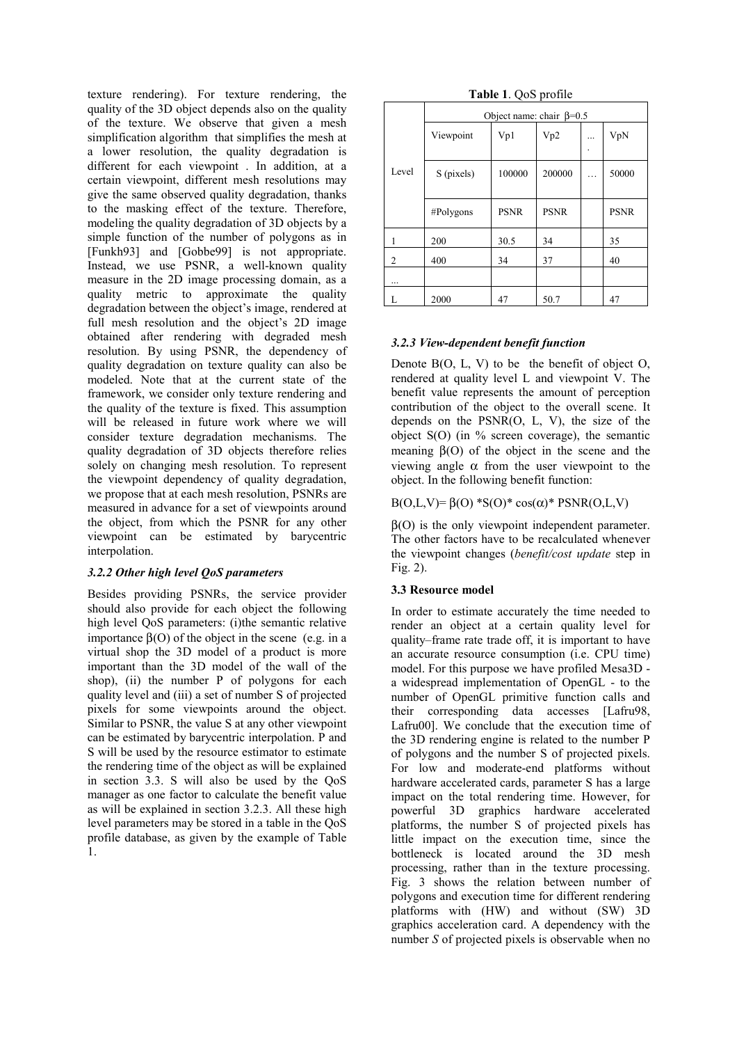texture rendering). For texture rendering, the quality of the 3D object depends also on the quality of the texture. We observe that given a mesh simplification algorithm that simplifies the mesh at a lower resolution, the quality degradation is different for each viewpoint . In addition, at a certain viewpoint, different mesh resolutions may give the same observed quality degradation, thanks to the masking effect of the texture. Therefore, modeling the quality degradation of 3D objects by a simple function of the number of polygons as in [Funkh93] and [Gobbe99] is not appropriate. Instead, we use PSNR, a well-known quality measure in the 2D image processing domain, as a quality metric to approximate the quality degradation between the object's image, rendered at full mesh resolution and the object's 2D image obtained after rendering with degraded mesh resolution. By using PSNR, the dependency of quality degradation on texture quality can also be modeled. Note that at the current state of the framework, we consider only texture rendering and the quality of the texture is fixed. This assumption will be released in future work where we will consider texture degradation mechanisms. The quality degradation of 3D objects therefore relies solely on changing mesh resolution. To represent the viewpoint dependency of quality degradation, we propose that at each mesh resolution, PSNRs are measured in advance for a set of viewpoints around the object, from which the PSNR for any other viewpoint can be estimated by barycentric interpolation.

### 3.2.2 Other high level QoS parameters

Besides providing PSNRs, the service provider should also provide for each object the following high level QoS parameters: (i)the semantic relative importance $\beta(O)$ of the object in the scene (e.g. in a virtual shop the 3D model of a product is more important than the 3D model of the wall of the shop), (ii) the number P of polygons for each quality level and (iii) a set of number S of projected pixels for some viewpoints around the object. Similar to PSNR, the value S at any other viewpoint can be estimated by barycentric interpolation. P and S will be used by the resource estimator to estimate the rendering time of the object as will be explained in section 3.3. S will also be used by the QoS manager as one factor to calculate the benefit value as will be explained in section 3.2.3. All these high level parameters may be stored in a table in the QoS profile database, as given by the example of Table 1.

**Table 1**. QoS profile

| | Object name: chair $\beta$=0.5 | | | | |
|---|---|---|---|---|---|
| Level | Viewpoint | Vp1 | Vp2 | .... | VpN |
| | S (pixels) | 100000 | 200000 | … | 50000 |
| | #Polygons | PSNR | PSNR | | PSNR |
| 1 | 200 | 30.5 | 34 | | 35 |
| 2 | 400 | 34 | 37 | | 40 |
| ... | | | | | |
| L | 2000 | 47 | 50.7 | | 47 |

### 3.2.3 View-dependent benefit function

Denote B(O, L, V) to be the benefit of object O, rendered at quality level L and viewpoint V. The benefit value represents the amount of perception contribution of the object to the overall scene. It depends on the PSNR(O, L, V), the size of the object S(O) (in % screen coverage), the semantic meaning $\beta(O)$ of the object in the scene and the viewing angle $\alpha$ from the user viewpoint to the object. In the following benefit function:

$$B(O,L,V)= \beta(O) * S(O) * \cos(\alpha) * PSNR(O,L,V)$$

$\beta(O)$ is the only viewpoint independent parameter. The other factors have to be recalculated whenever the viewpoint changes (*benefit/cost update* step in Fig. 2).

### 3.3 Resource model

In order to estimate accurately the time needed to render an object at a certain quality level for quality–frame rate trade off, it is important to have an accurate resource consumption (i.e. CPU time) model. For this purpose we have profiled Mesa3D - a widespread implementation of OpenGL - to the number of OpenGL primitive function calls and their corresponding data accesses [Lafru98, Lafru00]. We conclude that the execution time of the 3D rendering engine is related to the number P of polygons and the number S of projected pixels. For low and moderate-end platforms without hardware accelerated cards, parameter S has a large impact on the total rendering time. However, for powerful 3D graphics hardware accelerated platforms, the number S of projected pixels has little impact on the execution time, since the bottleneck is located around the 3D mesh processing, rather than in the texture processing. Fig. 3 shows the relation between number of polygons and execution time for different rendering platforms with (HW) and without (SW) 3D graphics acceleration card. A dependency with the number *S* of projected pixels is observable when no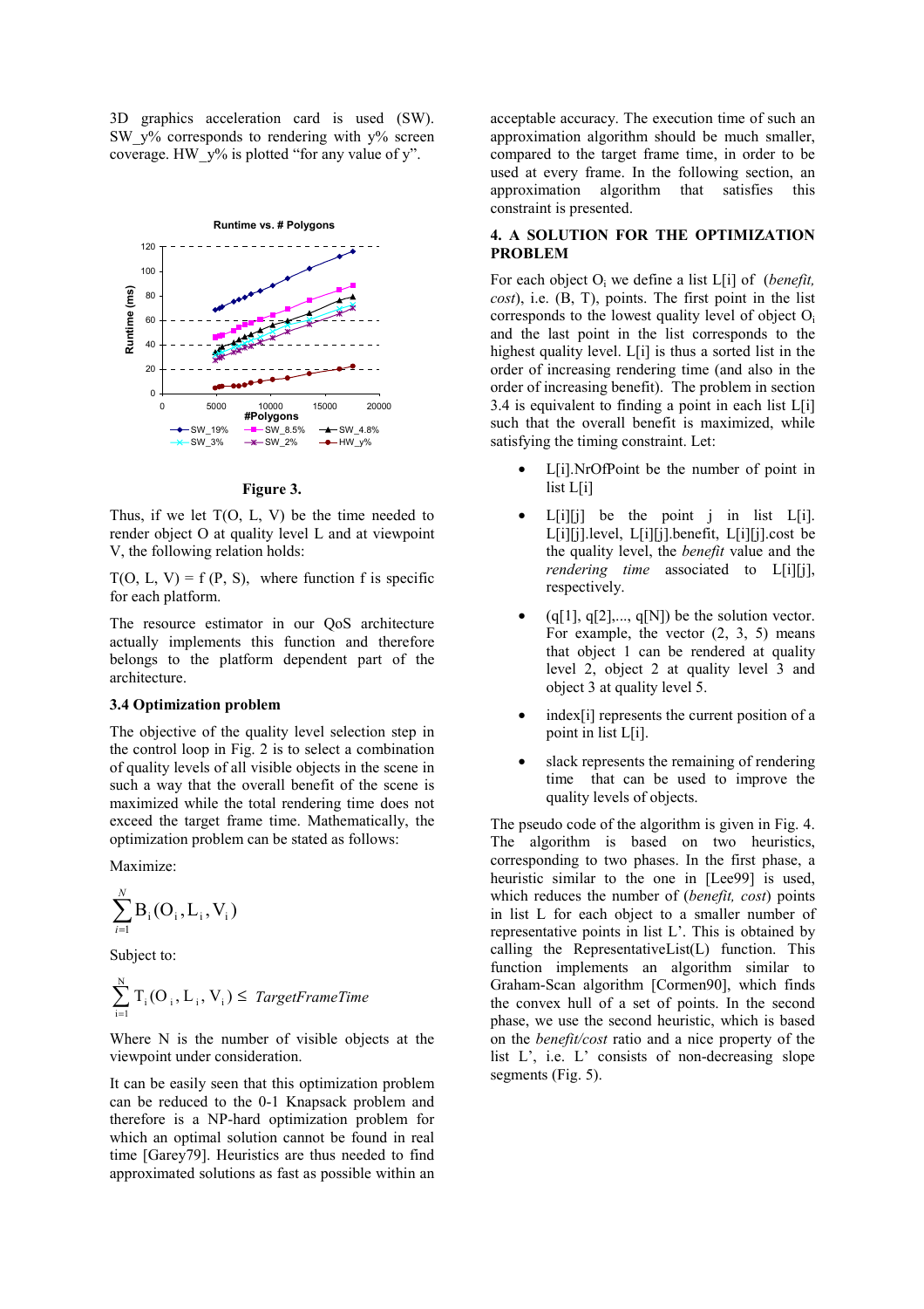3D graphics acceleration card is used (SW). SW_y% corresponds to rendering with y% screen coverage. HW_y% is plotted "for any value of y".

**Figure 3.**

Thus, if we let T(O, L, V) be the time needed to render object O at quality level L and at viewpoint V, the following relation holds:

T(O, L, V) = f (P, S), where function f is specific for each platform.

The resource estimator in our QoS architecture actually implements this function and therefore belongs to the platform dependent part of the architecture.

### 3.4 Optimization problem

The objective of the quality level selection step in the control loop in Fig. 2 is to select a combination of quality levels of all visible objects in the scene in such a way that the overall benefit of the scene is maximized while the total rendering time does not exceed the target frame time. Mathematically, the optimization problem can be stated as follows:

Maximize:

$$\sum_{i=1}^{N} B_i(O_i, L_i, V_i)$$

Subject to:

$$\sum_{i=1}^{N} T_i(O_i, L_i, V_i) \leq \mathit{TargetFrameTime}$$

Where N is the number of visible objects at the viewpoint under consideration.

It can be easily seen that this optimization problem can be reduced to the 0-1 Knapsack problem and therefore is a NP-hard optimization problem for which an optimal solution cannot be found in real time [Garey79]. Heuristics are thus needed to find approximated solutions as fast as possible within an acceptable accuracy. The execution time of such an approximation algorithm should be much smaller, compared to the target frame time, in order to be used at every frame. In the following section, an approximation algorithm that satisfies this constraint is presented.

## 4. A SOLUTION FOR THE OPTIMIZATION PROBLEM

For each object $O_i$ we define a list L[i] of (*benefit, cost*), i.e. (B, T), points. The first point in the list corresponds to the lowest quality level of object $O_i$ and the last point in the list corresponds to the highest quality level. L[i] is thus a sorted list in the order of increasing rendering time (and also in the order of increasing benefit). The problem in section 3.4 is equivalent to finding a point in each list L[i] such that the overall benefit is maximized, while satisfying the timing constraint. Let:

- L[i].NrOfPoint be the number of point in list L[i]
- L[i][j] be the point j in list L[i]. L[i][j].level, L[i][j].benefit, L[i][j].cost be the quality level, the *benefit* value and the *rendering time* associated to L[i][j], respectively.
- (q[1], q[2],..., q[N]) be the solution vector. For example, the vector (2, 3, 5) means that object 1 can be rendered at quality level 2, object 2 at quality level 3 and object 3 at quality level 5.
- index[i] represents the current position of a point in list L[i].
- slack represents the remaining of rendering time that can be used to improve the quality levels of objects.

The pseudo code of the algorithm is given in Fig. 4. The algorithm is based on two heuristics, corresponding to two phases. In the first phase, a heuristic similar to the one in [Lee99] is used, which reduces the number of (*benefit, cost*) points in list L for each object to a smaller number of representative points in list L'. This is obtained by calling the RepresentativeList(L) function. This function implements an algorithm similar to Graham-Scan algorithm [Cormen90], which finds the convex hull of a set of points. In the second phase, we use the second heuristic, which is based on the *benefit/cost* ratio and a nice property of the list L', i.e. L' consists of non-decreasing slope segments (Fig. 5).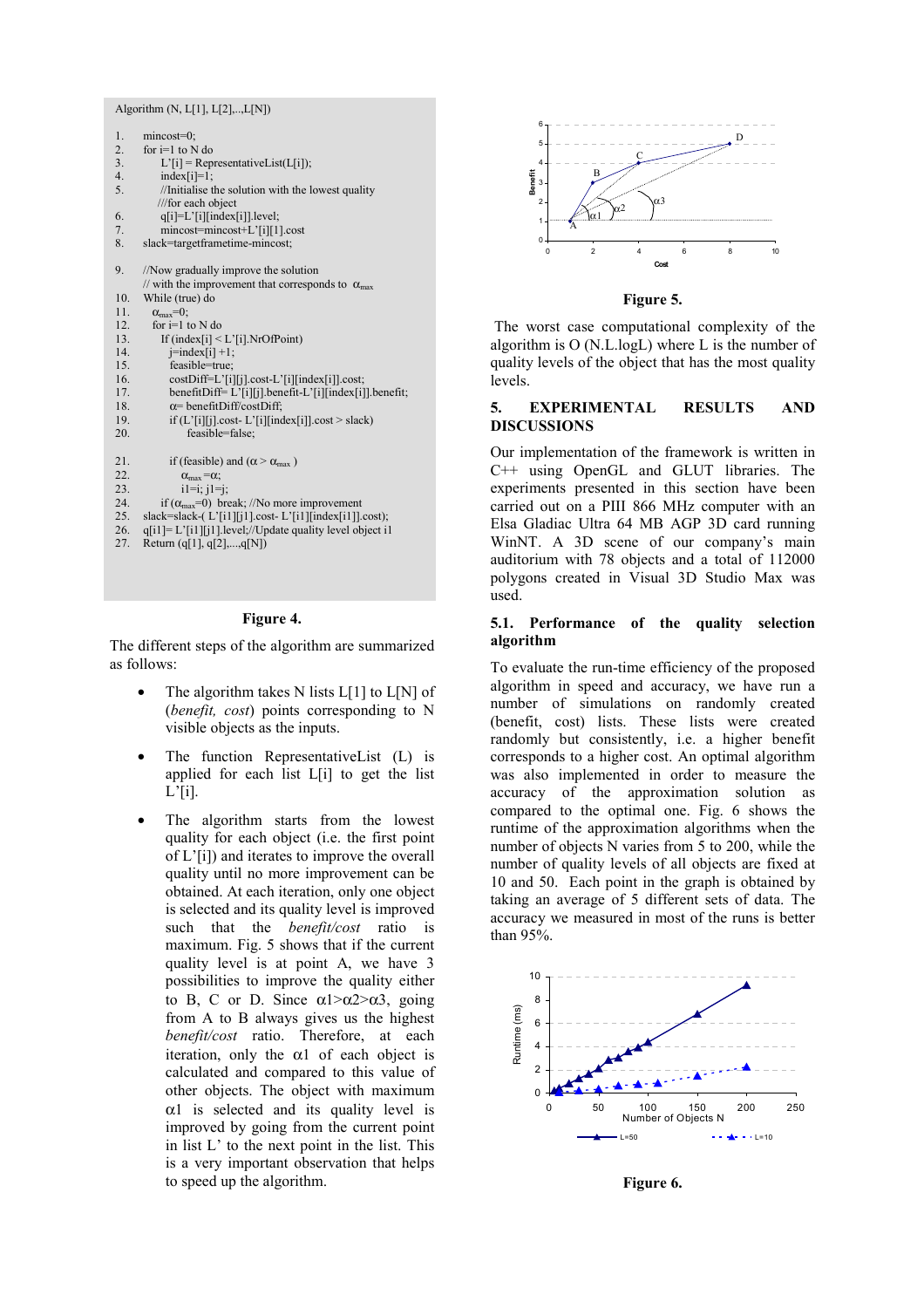```
Algorithm (N, L[1], L[2],...,L[N])

1.   mincost=0;
2.   for i=1 to N do
3.       L'[i] = RepresentativeList(L[i]);
4.       index[i]=1;
5.       //Initialise the solution with the lowest quality
         ///for each object
6.       q[i]=L'[i][index[i]].level;
7.       mincost=mincost+L'[i][1].cost
8.   slack=targetframetime-mincost;

9.   //Now gradually improve the solution
     // with the improvement that corresponds to α_max
10.  While (true) do
11.      α_max=0;
12.      for i=1 to N do
13.        If (index[i] < L'[i].NrOfPoint)
14.          j=index[i] +1;
15.          feasible=true;
16.          costDiff=L'[i][j].cost-L'[i][index[i]].cost;
17.          benefitDiff= L'[i][j].benefit-L'[i][index[i]].benefit;
18.          α= benefitDiff/costDiff;
19.          if (L'[i][j].cost- L'[i][index[i]].cost > slack)
20.              feasible=false;

21.          if (feasible) and (α > α_max )
22.              α_max =α;
23.              i1=i; j1=j;
24.      if (α_max=0)  break; //No more improvement
25.      slack=slack-( L'[i1][j1].cost- L'[i1][index[i1]].cost);
26.      q[i1]= L'[i1][j1].level;//Update quality level object i1
27.  Return (q[1], q[2],...,q[N])
```

**Figure 4.**

The different steps of the algorithm are summarized as follows:

- The algorithm takes N lists L[1] to L[N] of (*benefit, cost*) points corresponding to N visible objects as the inputs.
- The function RepresentativeList (L) is applied for each list L[i] to get the list L'[i].
- The algorithm starts from the lowest quality for each object (i.e. the first point of L'[i]) and iterates to improve the overall quality until no more improvement can be obtained. At each iteration, only one object is selected and its quality level is improved such that the *benefit/cost* ratio is maximum. Fig. 5 shows that if the current quality level is at point A, we have 3 possibilities to improve the quality either to B, C or D. Since $\alpha 1 > \alpha 2 > \alpha 3$, going from A to B always gives us the highest *benefit/cost* ratio. Therefore, at each iteration, only the $\alpha 1$ of each object is calculated and compared to this value of other objects. The object with maximum $\alpha 1$ is selected and its quality level is improved by going from the current point in list L' to the next point in the list. This is a very important observation that helps to speed up the algorithm.

**Figure 5.**

The worst case computational complexity of the algorithm is O (N.L.logL) where L is the number of quality levels of the object that has the most quality levels.

## 5. EXPERIMENTAL RESULTS AND DISCUSSIONS

Our implementation of the framework is written in C++ using OpenGL and GLUT libraries. The experiments presented in this section have been carried out on a PIII 866 MHz computer with an Elsa Gladiac Ultra 64 MB AGP 3D card running WinNT. A 3D scene of our company's main auditorium with 78 objects and a total of 112000 polygons created in Visual 3D Studio Max was used.

### 5.1. Performance of the quality selection algorithm

To evaluate the run-time efficiency of the proposed algorithm in speed and accuracy, we have run a number of simulations on randomly created (benefit, cost) lists. These lists were created randomly but consistently, i.e. a higher benefit corresponds to a higher cost. An optimal algorithm was also implemented in order to measure the accuracy of the approximation solution as compared to the optimal one. Fig. 6 shows the runtime of the approximation algorithms when the number of objects N varies from 5 to 200, while the number of quality levels of all objects are fixed at 10 and 50. Each point in the graph is obtained by taking an average of 5 different sets of data. The accuracy we measured in most of the runs is better than 95%.

**Figure 6.**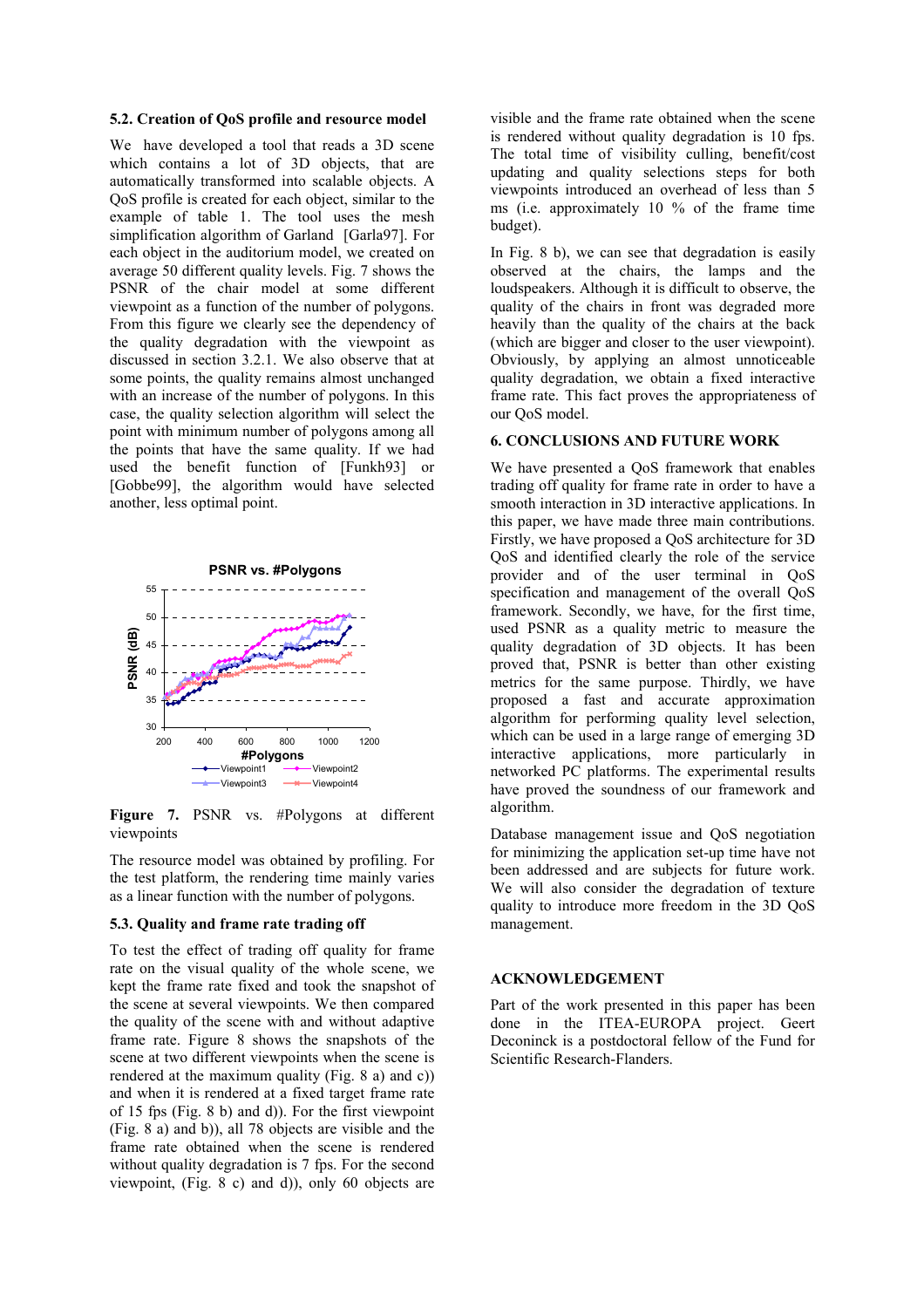### 5.2. Creation of QoS profile and resource model

We have developed a tool that reads a 3D scene which contains a lot of 3D objects, that are automatically transformed into scalable objects. A QoS profile is created for each object, similar to the example of table 1. The tool uses the mesh simplification algorithm of Garland [Garla97]. For each object in the auditorium model, we created on average 50 different quality levels. Fig. 7 shows the PSNR of the chair model at some different viewpoint as a function of the number of polygons. From this figure we clearly see the dependency of the quality degradation with the viewpoint as discussed in section 3.2.1. We also observe that at some points, the quality remains almost unchanged with an increase of the number of polygons. In this case, the quality selection algorithm will select the point with minimum number of polygons among all the points that have the same quality. If we had used the benefit function of [Funkh93] or [Gobbe99], the algorithm would have selected another, less optimal point.

**Figure 7.** PSNR vs. #Polygons at different viewpoints

The resource model was obtained by profiling. For the test platform, the rendering time mainly varies as a linear function with the number of polygons.

### 5.3. Quality and frame rate trading off

To test the effect of trading off quality for frame rate on the visual quality of the whole scene, we kept the frame rate fixed and took the snapshot of the scene at several viewpoints. We then compared the quality of the scene with and without adaptive frame rate. Figure 8 shows the snapshots of the scene at two different viewpoints when the scene is rendered at the maximum quality (Fig. 8 a) and c)) and when it is rendered at a fixed target frame rate of 15 fps (Fig. 8 b) and d)). For the first viewpoint (Fig. 8 a) and b)), all 78 objects are visible and the frame rate obtained when the scene is rendered without quality degradation is 7 fps. For the second viewpoint, (Fig. 8 c) and d)), only 60 objects are visible and the frame rate obtained when the scene is rendered without quality degradation is 10 fps. The total time of visibility culling, benefit/cost updating and quality selections steps for both viewpoints introduced an overhead of less than 5 ms (i.e. approximately 10 % of the frame time budget).

In Fig. 8 b), we can see that degradation is easily observed at the chairs, the lamps and the loudspeakers. Although it is difficult to observe, the quality of the chairs in front was degraded more heavily than the quality of the chairs at the back (which are bigger and closer to the user viewpoint). Obviously, by applying an almost unnoticeable quality degradation, we obtain a fixed interactive frame rate. This fact proves the appropriateness of our QoS model.

## 6. CONCLUSIONS AND FUTURE WORK

We have presented a QoS framework that enables trading off quality for frame rate in order to have a smooth interaction in 3D interactive applications. In this paper, we have made three main contributions. Firstly, we have proposed a QoS architecture for 3D QoS and identified clearly the role of the service provider and of the user terminal in QoS specification and management of the overall QoS framework. Secondly, we have, for the first time, used PSNR as a quality metric to measure the quality degradation of 3D objects. It has been proved that, PSNR is better than other existing metrics for the same purpose. Thirdly, we have proposed a fast and accurate approximation algorithm for performing quality level selection, which can be used in a large range of emerging 3D interactive applications, more particularly in networked PC platforms. The experimental results have proved the soundness of our framework and algorithm.

Database management issue and QoS negotiation for minimizing the application set-up time have not been addressed and are subjects for future work. We will also consider the degradation of texture quality to introduce more freedom in the 3D QoS management.

## ACKNOWLEDGEMENT

Part of the work presented in this paper has been done in the ITEA-EUROPA project. Geert Deconinck is a postdoctoral fellow of the Fund for Scientific Research-Flanders.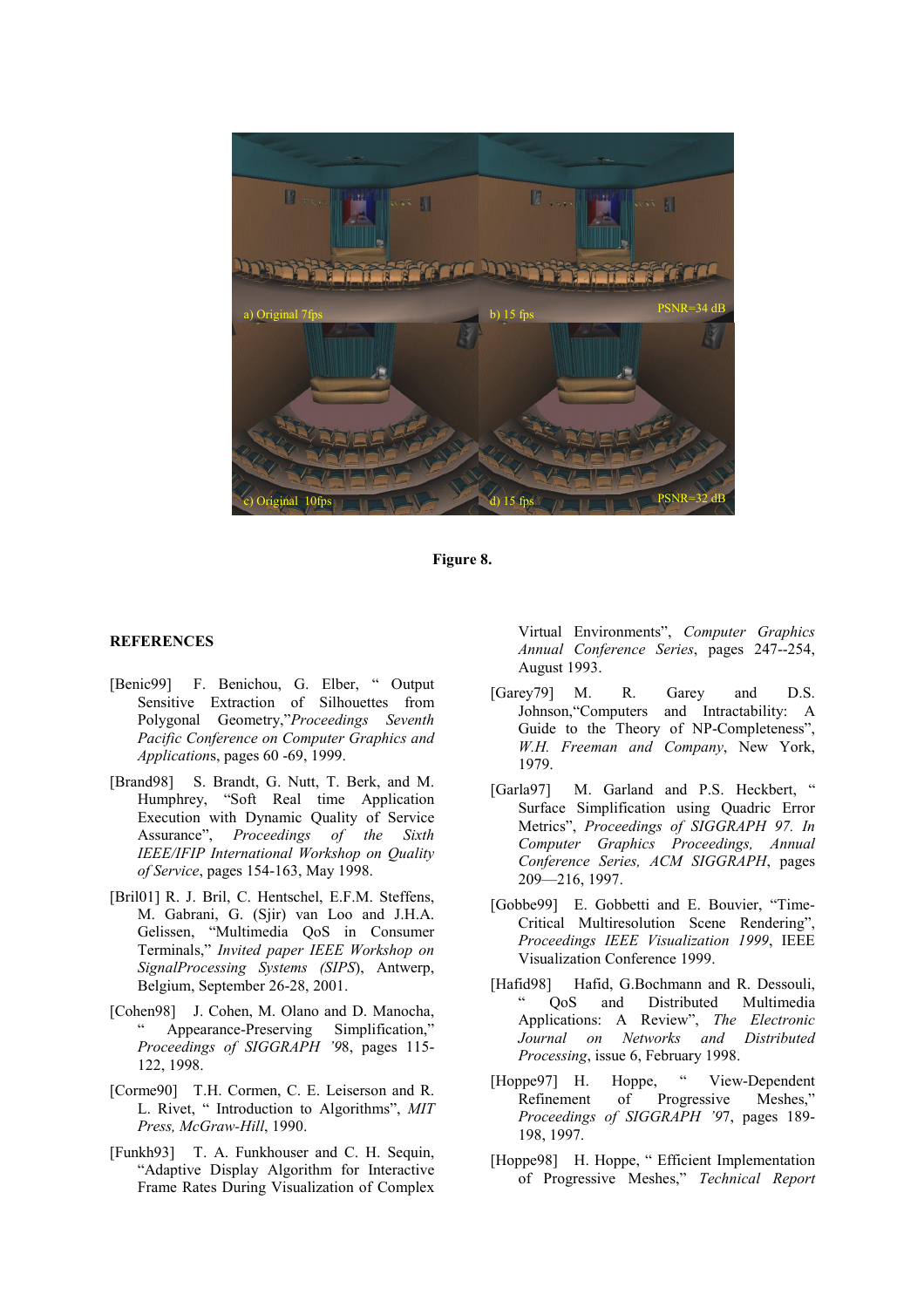**Figure 8.**

## REFERENCES

[Benic99] F. Benichou, G. Elber, " Output Sensitive Extraction of Silhouettes from Polygonal Geometry,"*Proceedings Seventh Pacific Conference on Computer Graphics and Application*s, pages 60 -69, 1999.

[Brand98] S. Brandt, G. Nutt, T. Berk, and M. Humphrey, "Soft Real time Application Execution with Dynamic Quality of Service Assurance", *Proceedings of the Sixth IEEE/IFIP International Workshop on Quality of Service*, pages 154-163, May 1998.

[Bril01] R. J. Bril, C. Hentschel, E.F.M. Steffens, M. Gabrani, G. (Sjir) van Loo and J.H.A. Gelissen, "Multimedia QoS in Consumer Terminals," *Invited paper IEEE Workshop on SignalProcessing Systems (SIPS)*, Antwerp, Belgium, September 26-28, 2001.

[Cohen98] J. Cohen, M. Olano and D. Manocha, " Appearance-Preserving Simplification," *Proceedings of SIGGRAPH '98*, pages 115-122, 1998.

[Corme90] T.H. Cormen, C. E. Leiserson and R. L. Rivet, " Introduction to Algorithms", *MIT Press, McGraw-Hill*, 1990.

[Funkh93] T. A. Funkhouser and C. H. Sequin, "Adaptive Display Algorithm for Interactive Frame Rates During Visualization of Complex Virtual Environments", *Computer Graphics Annual Conference Series*, pages 247--254, August 1993.

[Garey79] M. R. Garey and D.S. Johnson,"Computers and Intractability: A Guide to the Theory of NP-Completeness", *W.H. Freeman and Company*, New York, 1979.

[Garla97] M. Garland and P.S. Heckbert, " Surface Simplification using Quadric Error Metrics", *Proceedings of SIGGRAPH 97. In Computer Graphics Proceedings, Annual Conference Series, ACM SIGGRAPH*, pages 209—216, 1997.

[Gobbe99] E. Gobbetti and E. Bouvier, "Time-Critical Multiresolution Scene Rendering", *Proceedings IEEE Visualization 1999*, IEEE Visualization Conference 1999.

[Hafid98] Hafid, G.Bochmann and R. Dessouli, " QoS and Distributed Multimedia Applications: A Review", *The Electronic Journal on Networks and Distributed Processing*, issue 6, February 1998.

[Hoppe97] H. Hoppe, " View-Dependent Refinement of Progressive Meshes," *Proceedings of SIGGRAPH '97*, pages 189-198, 1997.

[Hoppe98] H. Hoppe, " Efficient Implementation of Progressive Meshes," *Technical Report*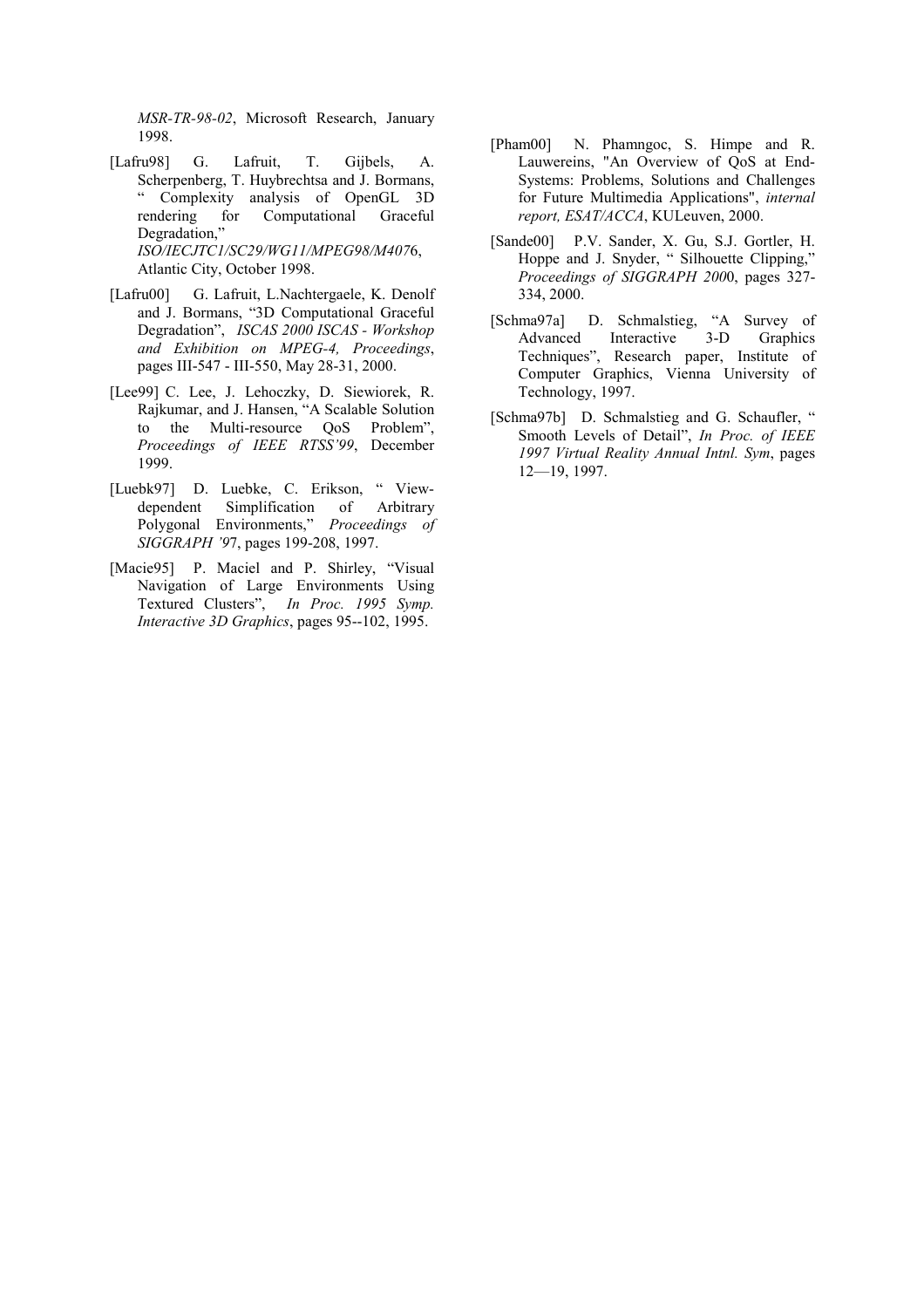*MSR-TR-98-02*, Microsoft Research, January 1998.

[Lafru98] G. Lafruit, T. Gijbels, A. Scherpenberg, T. Huybrechtsa and J. Bormans, " Complexity analysis of OpenGL 3D rendering for Computational Graceful Degradation," *ISO/IECJTC1/SC29/WG11/MPEG98/M407*6, Atlantic City, October 1998.

[Lafru00] G. Lafruit, L.Nachtergaele, K. Denolf and J. Bormans, "3D Computational Graceful Degradation", *ISCAS 2000 ISCAS - Workshop and Exhibition on MPEG-4, Proceedings*, pages III-547 - III-550, May 28-31, 2000.

[Lee99] C. Lee, J. Lehoczky, D. Siewiorek, R. Rajkumar, and J. Hansen, "A Scalable Solution to the Multi-resource QoS Problem", *Proceedings of IEEE RTSS'99*, December 1999.

[Luebk97] D. Luebke, C. Erikson, " View-dependent Simplification of Arbitrary Polygonal Environments," *Proceedings of SIGGRAPH '9*7, pages 199-208, 1997.

[Macie95] P. Maciel and P. Shirley, "Visual Navigation of Large Environments Using Textured Clusters", *In Proc. 1995 Symp. Interactive 3D Graphics*, pages 95--102, 1995.

[Pham00] N. Phamngoc, S. Himpe and R. Lauwereins, "An Overview of QoS at End-Systems: Problems, Solutions and Challenges for Future Multimedia Applications", *internal report, ESAT/ACCA*, KULeuven, 2000.

[Sande00] P.V. Sander, X. Gu, S.J. Gortler, H. Hoppe and J. Snyder, " Silhouette Clipping," *Proceedings of SIGGRAPH 200*0, pages 327-334, 2000.

[Schma97a] D. Schmalstieg, "A Survey of Advanced Interactive 3-D Graphics Techniques", Research paper, Institute of Computer Graphics, Vienna University of Technology, 1997.

[Schma97b] D. Schmalstieg and G. Schaufler, " Smooth Levels of Detail", *In Proc. of IEEE 1997 Virtual Reality Annual Intnl. Sym*, pages 12—19, 1997.